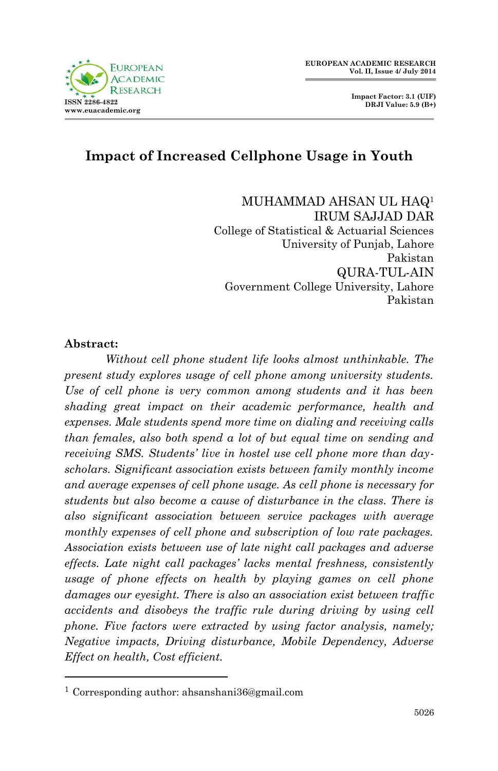# Impact of Increased Cellphone Usage in Youth

MUHAMMAD AHSAN UL HAQ[1]
IRUM SAJJAD DAR
College of Statistical & Actuarial Sciences
University of Punjab, Lahore
Pakistan
QURA-TUL-AIN
Government College University, Lahore
Pakistan

**Abstract:**

*Without cell phone student life looks almost unthinkable. The present study explores usage of cell phone among university students. Use of cell phone is very common among students and it has been shading great impact on their academic performance, health and expenses. Male students spend more time on dialing and receiving calls than females, also both spend a lot of but equal time on sending and receiving SMS. Students' live in hostel use cell phone more than day-scholars. Significant association exists between family monthly income and average expenses of cell phone usage. As cell phone is necessary for students but also become a cause of disturbance in the class. There is also significant association between service packages with average monthly expenses of cell phone and subscription of low rate packages. Association exists between use of late night call packages and adverse effects. Late night call packages' lacks mental freshness, consistently usage of phone effects on health by playing games on cell phone damages our eyesight. There is also an association exist between traffic accidents and disobeys the traffic rule during driving by using cell phone. Five factors were extracted by using factor analysis, namely; Negative impacts, Driving disturbance, Mobile Dependency, Adverse Effect on health, Cost efficient.*

---

[1] Corresponding author: ahsanshani36@gmail.com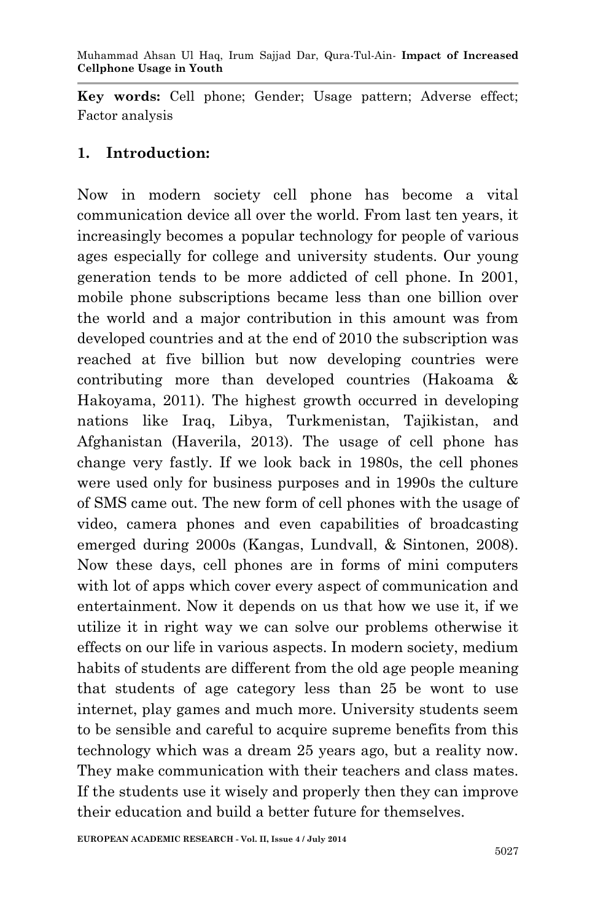**Key words:** Cell phone; Gender; Usage pattern; Adverse effect; Factor analysis

## 1. Introduction:

Now in modern society cell phone has become a vital communication device all over the world. From last ten years, it increasingly becomes a popular technology for people of various ages especially for college and university students. Our young generation tends to be more addicted of cell phone. In 2001, mobile phone subscriptions became less than one billion over the world and a major contribution in this amount was from developed countries and at the end of 2010 the subscription was reached at five billion but now developing countries were contributing more than developed countries (Hakoama & Hakoyama, 2011). The highest growth occurred in developing nations like Iraq, Libya, Turkmenistan, Tajikistan, and Afghanistan (Haverila, 2013). The usage of cell phone has change very fastly. If we look back in 1980s, the cell phones were used only for business purposes and in 1990s the culture of SMS came out. The new form of cell phones with the usage of video, camera phones and even capabilities of broadcasting emerged during 2000s (Kangas, Lundvall, & Sintonen, 2008). Now these days, cell phones are in forms of mini computers with lot of apps which cover every aspect of communication and entertainment. Now it depends on us that how we use it, if we utilize it in right way we can solve our problems otherwise it effects on our life in various aspects. In modern society, medium habits of students are different from the old age people meaning that students of age category less than 25 be wont to use internet, play games and much more. University students seem to be sensible and careful to acquire supreme benefits from this technology which was a dream 25 years ago, but a reality now. They make communication with their teachers and class mates. If the students use it wisely and properly then they can improve their education and build a better future for themselves.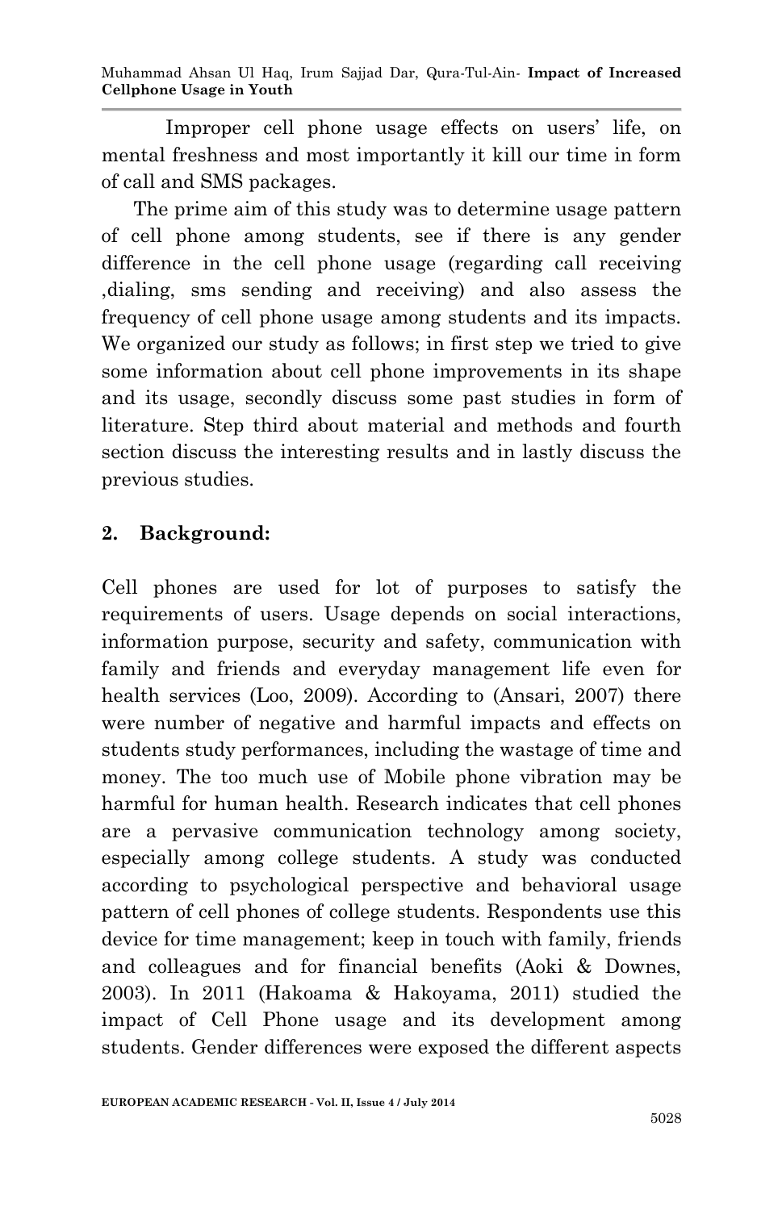Improper cell phone usage effects on users' life, on mental freshness and most importantly it kill our time in form of call and SMS packages.

The prime aim of this study was to determine usage pattern of cell phone among students, see if there is any gender difference in the cell phone usage (regarding call receiving ,dialing, sms sending and receiving) and also assess the frequency of cell phone usage among students and its impacts. We organized our study as follows; in first step we tried to give some information about cell phone improvements in its shape and its usage, secondly discuss some past studies in form of literature. Step third about material and methods and fourth section discuss the interesting results and in lastly discuss the previous studies.

## 2. Background:

Cell phones are used for lot of purposes to satisfy the requirements of users. Usage depends on social interactions, information purpose, security and safety, communication with family and friends and everyday management life even for health services (Loo, 2009). According to (Ansari, 2007) there were number of negative and harmful impacts and effects on students study performances, including the wastage of time and money. The too much use of Mobile phone vibration may be harmful for human health. Research indicates that cell phones are a pervasive communication technology among society, especially among college students. A study was conducted according to psychological perspective and behavioral usage pattern of cell phones of college students. Respondents use this device for time management; keep in touch with family, friends and colleagues and for financial benefits (Aoki & Downes, 2003). In 2011 (Hakoama & Hakoyama, 2011) studied the impact of Cell Phone usage and its development among students. Gender differences were exposed the different aspects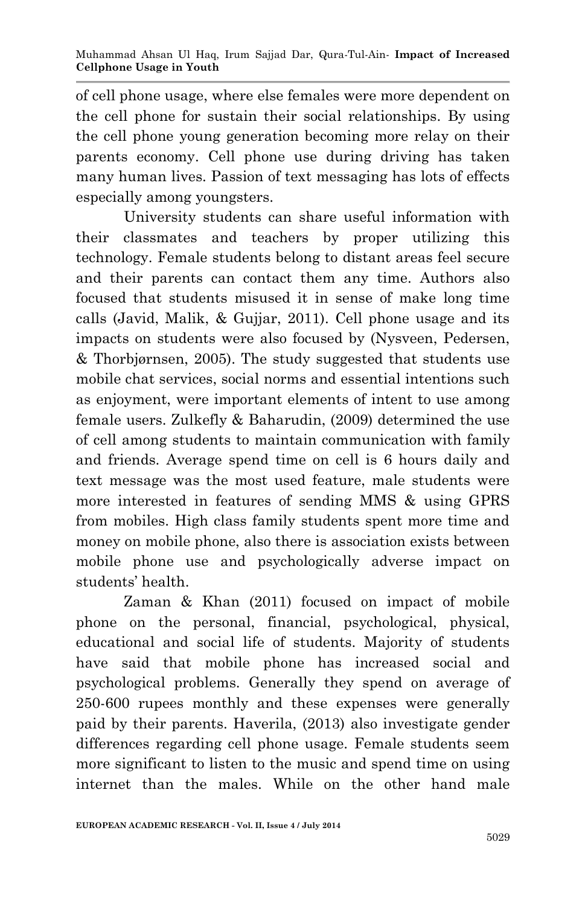of cell phone usage, where else females were more dependent on the cell phone for sustain their social relationships. By using the cell phone young generation becoming more relay on their parents economy. Cell phone use during driving has taken many human lives. Passion of text messaging has lots of effects especially among youngsters.

University students can share useful information with their classmates and teachers by proper utilizing this technology. Female students belong to distant areas feel secure and their parents can contact them any time. Authors also focused that students misused it in sense of make long time calls (Javid, Malik, & Gujjar, 2011). Cell phone usage and its impacts on students were also focused by (Nysveen, Pedersen, & Thorbjørnsen, 2005). The study suggested that students use mobile chat services, social norms and essential intentions such as enjoyment, were important elements of intent to use among female users. Zulkefly & Baharudin, (2009) determined the use of cell among students to maintain communication with family and friends. Average spend time on cell is 6 hours daily and text message was the most used feature, male students were more interested in features of sending MMS & using GPRS from mobiles. High class family students spent more time and money on mobile phone, also there is association exists between mobile phone use and psychologically adverse impact on students' health.

Zaman & Khan (2011) focused on impact of mobile phone on the personal, financial, psychological, physical, educational and social life of students. Majority of students have said that mobile phone has increased social and psychological problems. Generally they spend on average of 250-600 rupees monthly and these expenses were generally paid by their parents. Haverila, (2013) also investigate gender differences regarding cell phone usage. Female students seem more significant to listen to the music and spend time on using internet than the males. While on the other hand male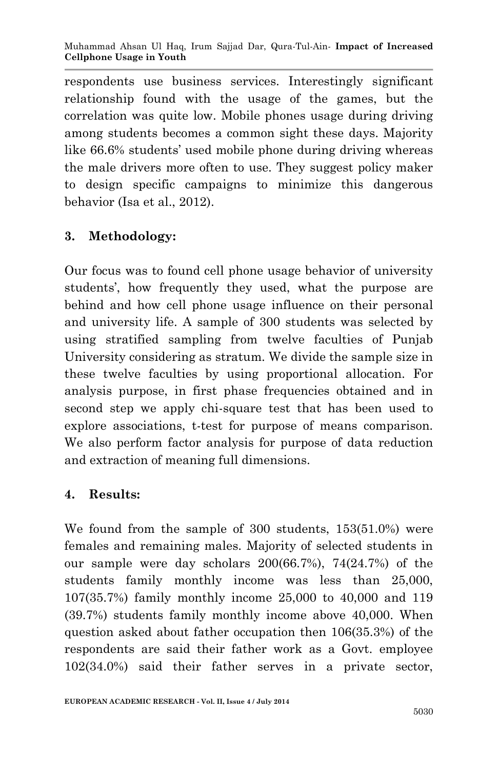respondents use business services. Interestingly significant relationship found with the usage of the games, but the correlation was quite low. Mobile phones usage during driving among students becomes a common sight these days. Majority like 66.6% students' used mobile phone during driving whereas the male drivers more often to use. They suggest policy maker to design specific campaigns to minimize this dangerous behavior (Isa et al., 2012).

## 3. Methodology:

Our focus was to found cell phone usage behavior of university students', how frequently they used, what the purpose are behind and how cell phone usage influence on their personal and university life. A sample of 300 students was selected by using stratified sampling from twelve faculties of Punjab University considering as stratum. We divide the sample size in these twelve faculties by using proportional allocation. For analysis purpose, in first phase frequencies obtained and in second step we apply chi-square test that has been used to explore associations, t-test for purpose of means comparison. We also perform factor analysis for purpose of data reduction and extraction of meaning full dimensions.

## 4. Results:

We found from the sample of 300 students, 153(51.0%) were females and remaining males. Majority of selected students in our sample were day scholars 200(66.7%), 74(24.7%) of the students family monthly income was less than 25,000, 107(35.7%) family monthly income 25,000 to 40,000 and 119 (39.7%) students family monthly income above 40,000. When question asked about father occupation then 106(35.3%) of the respondents are said their father work as a Govt. employee 102(34.0%) said their father serves in a private sector,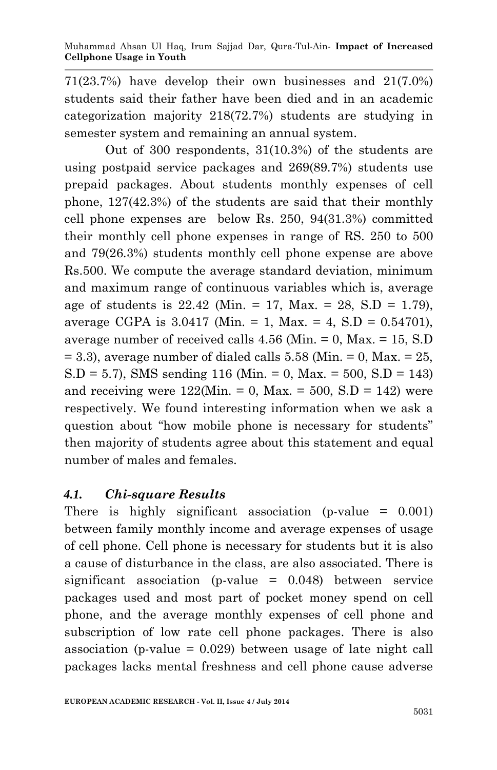71(23.7%) have develop their own businesses and 21(7.0%) students said their father have been died and in an academic categorization majority 218(72.7%) students are studying in semester system and remaining an annual system.

Out of 300 respondents, 31(10.3%) of the students are using postpaid service packages and 269(89.7%) students use prepaid packages. About students monthly expenses of cell phone, 127(42.3%) of the students are said that their monthly cell phone expenses are below Rs. 250, 94(31.3%) committed their monthly cell phone expenses in range of RS. 250 to 500 and 79(26.3%) students monthly cell phone expense are above Rs.500. We compute the average standard deviation, minimum and maximum range of continuous variables which is, average age of students is 22.42 (Min. = 17, Max. = 28, S.D = 1.79), average CGPA is 3.0417 (Min. = 1, Max. = 4, S.D = 0.54701), average number of received calls 4.56 (Min. = 0, Max. = 15, S.D = 3.3), average number of dialed calls 5.58 (Min. = 0, Max. = 25, S.D = 5.7), SMS sending 116 (Min. = 0, Max. = 500, S.D = 143) and receiving were 122(Min. = 0, Max. = 500, S.D = 142) were respectively. We found interesting information when we ask a question about "how mobile phone is necessary for students" then majority of students agree about this statement and equal number of males and females.

### *4.1. Chi-square Results*

There is highly significant association (p-value = 0.001) between family monthly income and average expenses of usage of cell phone. Cell phone is necessary for students but it is also a cause of disturbance in the class, are also associated. There is significant association (p-value = 0.048) between service packages used and most part of pocket money spend on cell phone, and the average monthly expenses of cell phone and subscription of low rate cell phone packages. There is also association (p-value = 0.029) between usage of late night call packages lacks mental freshness and cell phone cause adverse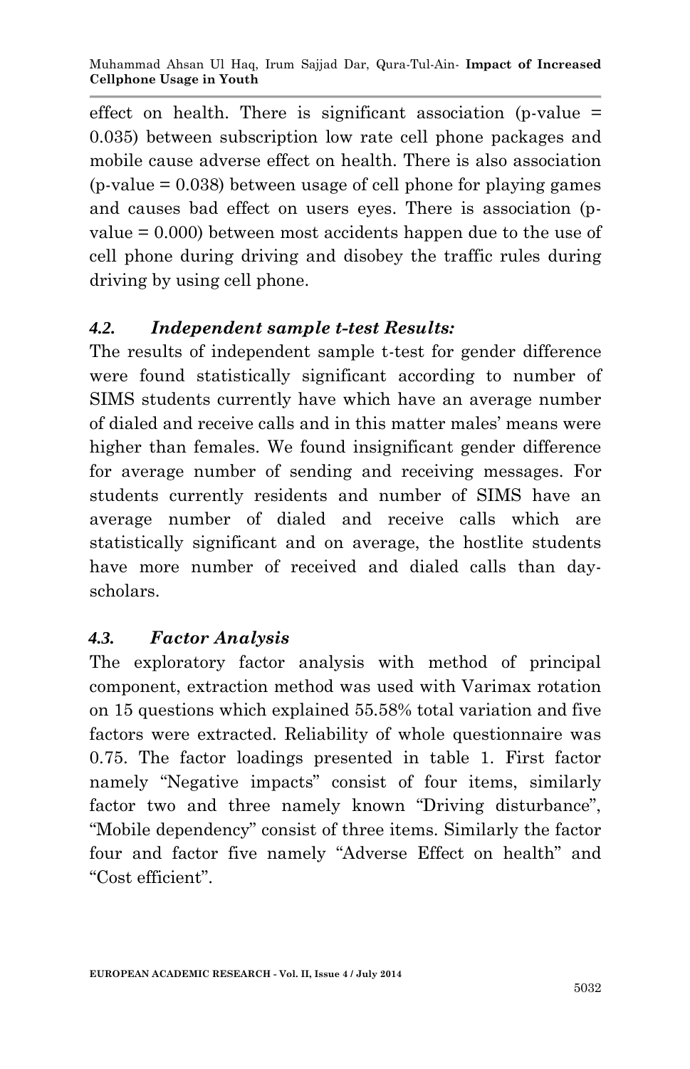effect on health. There is significant association (p-value = 0.035) between subscription low rate cell phone packages and mobile cause adverse effect on health. There is also association (p-value = 0.038) between usage of cell phone for playing games and causes bad effect on users eyes. There is association (p-value = 0.000) between most accidents happen due to the use of cell phone during driving and disobey the traffic rules during driving by using cell phone.

### *4.2. Independent sample t-test Results:*

The results of independent sample t-test for gender difference were found statistically significant according to number of SIMS students currently have which have an average number of dialed and receive calls and in this matter males' means were higher than females. We found insignificant gender difference for average number of sending and receiving messages. For students currently residents and number of SIMS have an average number of dialed and receive calls which are statistically significant and on average, the hostlite students have more number of received and dialed calls than day-scholars.

### *4.3. Factor Analysis*

The exploratory factor analysis with method of principal component, extraction method was used with Varimax rotation on 15 questions which explained 55.58% total variation and five factors were extracted. Reliability of whole questionnaire was 0.75. The factor loadings presented in table 1. First factor namely "Negative impacts" consist of four items, similarly factor two and three namely known "Driving disturbance", "Mobile dependency" consist of three items. Similarly the factor four and factor five namely "Adverse Effect on health" and "Cost efficient".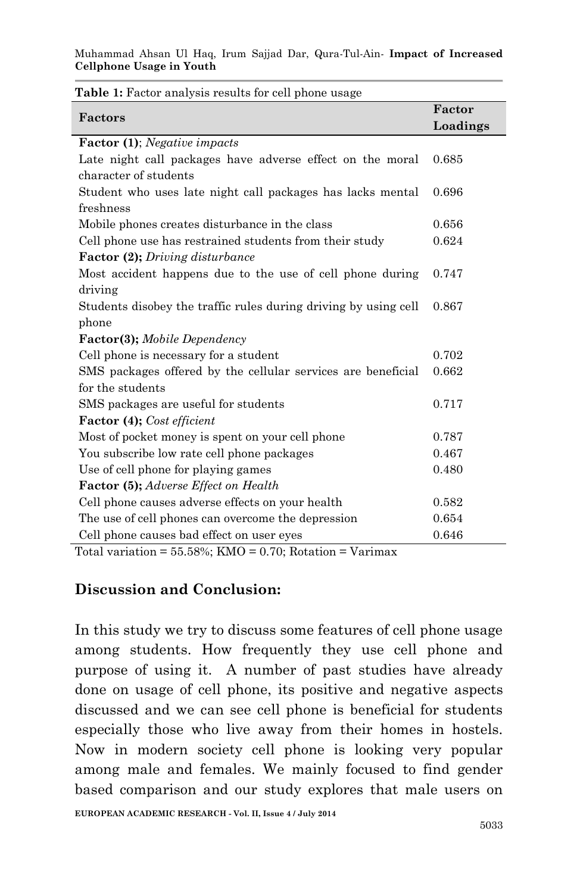**Table 1:** Factor analysis results for cell phone usage

| Factors | Factor Loadings |
|---|---|
| **Factor (1)**; *Negative impacts* | |
| Late night call packages have adverse effect on the moral character of students | 0.685 |
| Student who uses late night call packages has lacks mental freshness | 0.696 |
| Mobile phones creates disturbance in the class | 0.656 |
| Cell phone use has restrained students from their study | 0.624 |
| **Factor (2);** *Driving disturbance* | |
| Most accident happens due to the use of cell phone during driving | 0.747 |
| Students disobey the traffic rules during driving by using cell phone | 0.867 |
| **Factor(3);** *Mobile Dependency* | |
| Cell phone is necessary for a student | 0.702 |
| SMS packages offered by the cellular services are beneficial for the students | 0.662 |
| SMS packages are useful for students | 0.717 |
| **Factor (4);** *Cost efficient* | |
| Most of pocket money is spent on your cell phone | 0.787 |
| You subscribe low rate cell phone packages | 0.467 |
| Use of cell phone for playing games | 0.480 |
| **Factor (5);** *Adverse Effect on Health* | |
| Cell phone causes adverse effects on your health | 0.582 |
| The use of cell phones can overcome the depression | 0.654 |
| Cell phone causes bad effect on user eyes | 0.646 |

Total variation = 55.58%; KMO = 0.70; Rotation = Varimax

## Discussion and Conclusion:

In this study we try to discuss some features of cell phone usage among students. How frequently they use cell phone and purpose of using it. A number of past studies have already done on usage of cell phone, its positive and negative aspects discussed and we can see cell phone is beneficial for students especially those who live away from their homes in hostels. Now in modern society cell phone is looking very popular among male and females. We mainly focused to find gender based comparison and our study explores that male users on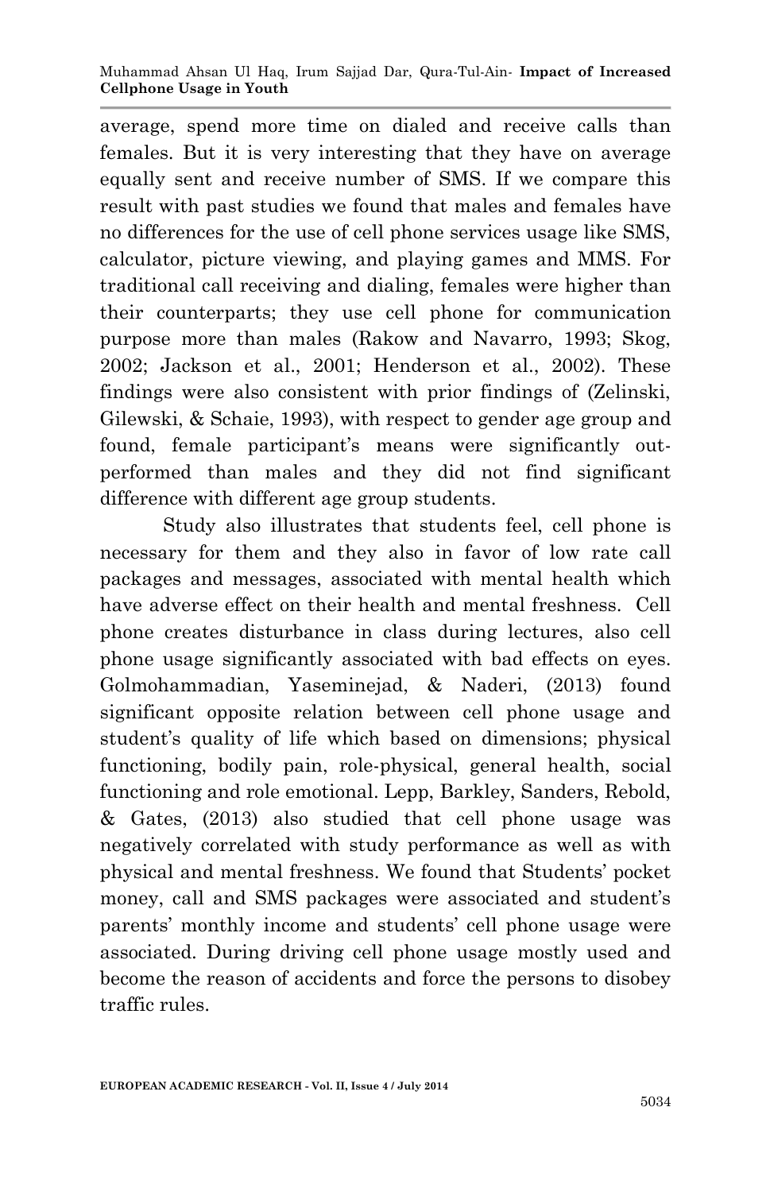average, spend more time on dialed and receive calls than females. But it is very interesting that they have on average equally sent and receive number of SMS. If we compare this result with past studies we found that males and females have no differences for the use of cell phone services usage like SMS, calculator, picture viewing, and playing games and MMS. For traditional call receiving and dialing, females were higher than their counterparts; they use cell phone for communication purpose more than males (Rakow and Navarro, 1993; Skog, 2002; Jackson et al., 2001; Henderson et al., 2002). These findings were also consistent with prior findings of (Zelinski, Gilewski, & Schaie, 1993), with respect to gender age group and found, female participant's means were significantly out-performed than males and they did not find significant difference with different age group students.

Study also illustrates that students feel, cell phone is necessary for them and they also in favor of low rate call packages and messages, associated with mental health which have adverse effect on their health and mental freshness. Cell phone creates disturbance in class during lectures, also cell phone usage significantly associated with bad effects on eyes. Golmohammadian, Yaseminejad, & Naderi, (2013) found significant opposite relation between cell phone usage and student's quality of life which based on dimensions; physical functioning, bodily pain, role-physical, general health, social functioning and role emotional. Lepp, Barkley, Sanders, Rebold, & Gates, (2013) also studied that cell phone usage was negatively correlated with study performance as well as with physical and mental freshness. We found that Students' pocket money, call and SMS packages were associated and student's parents' monthly income and students' cell phone usage were associated. During driving cell phone usage mostly used and become the reason of accidents and force the persons to disobey traffic rules.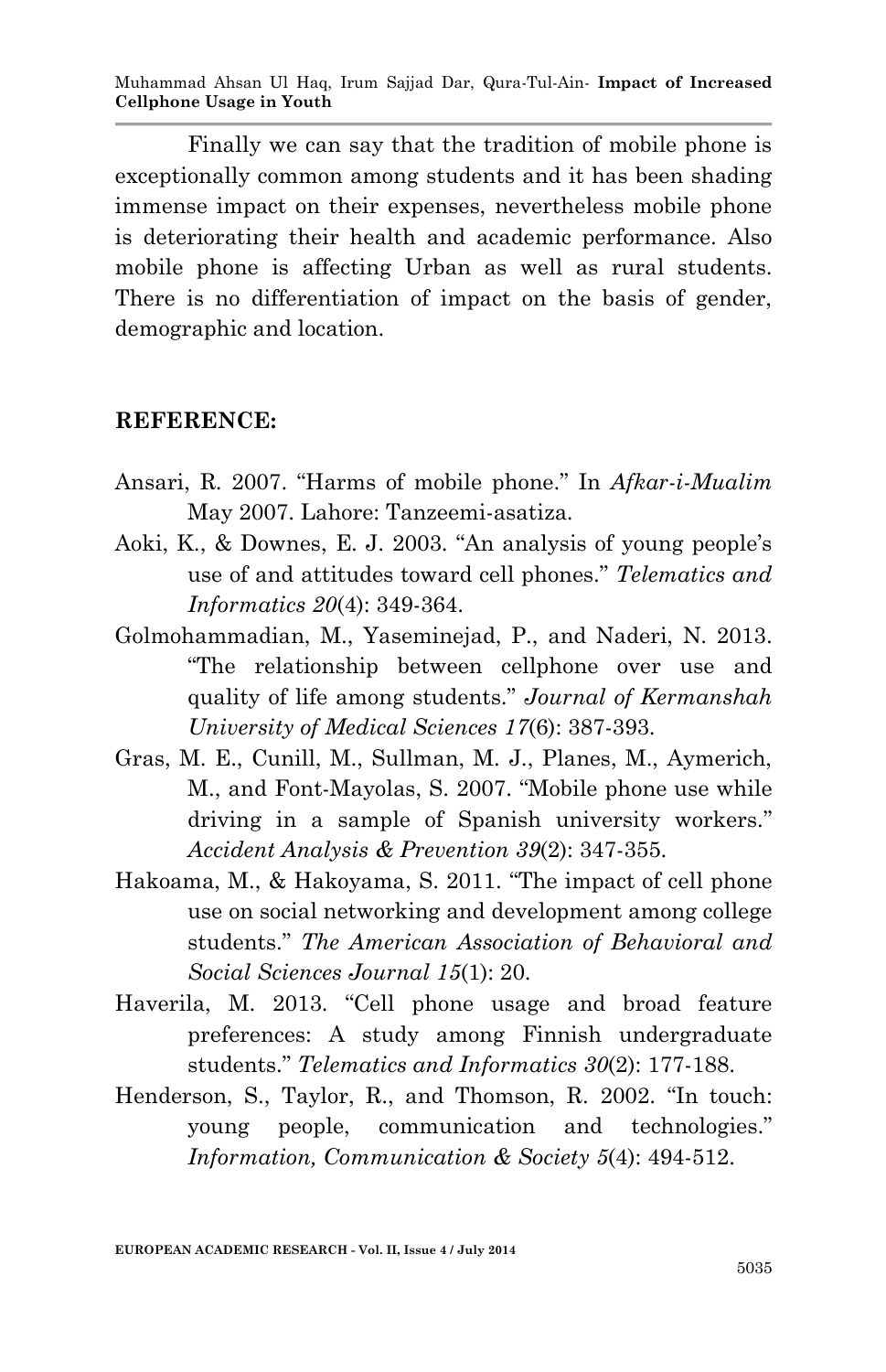Finally we can say that the tradition of mobile phone is exceptionally common among students and it has been shading immense impact on their expenses, nevertheless mobile phone is deteriorating their health and academic performance. Also mobile phone is affecting Urban as well as rural students. There is no differentiation of impact on the basis of gender, demographic and location.

## REFERENCE:

Ansari, R. 2007. "Harms of mobile phone." In *Afkar-i-Mualim* May 2007. Lahore: Tanzeemi-asatiza.

Aoki, K., & Downes, E. J. 2003. "An analysis of young people's use of and attitudes toward cell phones." *Telematics and Informatics 20*(4): 349-364.

Golmohammadian, M., Yaseminejad, P., and Naderi, N. 2013. "The relationship between cellphone over use and quality of life among students." *Journal of Kermanshah University of Medical Sciences 17*(6): 387-393.

Gras, M. E., Cunill, M., Sullman, M. J., Planes, M., Aymerich, M., and Font-Mayolas, S. 2007. "Mobile phone use while driving in a sample of Spanish university workers." *Accident Analysis & Prevention 39*(2): 347-355.

Hakoama, M., & Hakoyama, S. 2011. "The impact of cell phone use on social networking and development among college students." *The American Association of Behavioral and Social Sciences Journal 15*(1): 20.

Haverila, M. 2013. "Cell phone usage and broad feature preferences: A study among Finnish undergraduate students." *Telematics and Informatics 30*(2): 177-188.

Henderson, S., Taylor, R., and Thomson, R. 2002. "In touch: young people, communication and technologies." *Information, Communication & Society 5*(4): 494-512.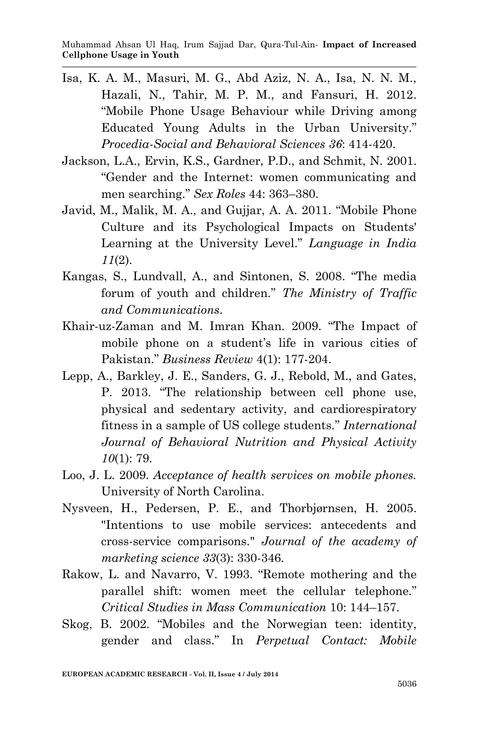Isa, K. A. M., Masuri, M. G., Abd Aziz, N. A., Isa, N. N. M., Hazali, N., Tahir, M. P. M., and Fansuri, H. 2012. "Mobile Phone Usage Behaviour while Driving among Educated Young Adults in the Urban University." *Procedia-Social and Behavioral Sciences 36*: 414-420.

Jackson, L.A., Ervin, K.S., Gardner, P.D., and Schmit, N. 2001. "Gender and the Internet: women communicating and men searching." *Sex Roles* 44: 363–380.

Javid, M., Malik, M. A., and Gujjar, A. A. 2011. "Mobile Phone Culture and its Psychological Impacts on Students' Learning at the University Level." *Language in India 11*(2).

Kangas, S., Lundvall, A., and Sintonen, S. 2008. "The media forum of youth and children." *The Ministry of Traffic and Communications*.

Khair-uz-Zaman and M. Imran Khan. 2009. "The Impact of mobile phone on a student's life in various cities of Pakistan." *Business Review* 4(1): 177-204.

Lepp, A., Barkley, J. E., Sanders, G. J., Rebold, M., and Gates, P. 2013. "The relationship between cell phone use, physical and sedentary activity, and cardiorespiratory fitness in a sample of US college students." *International Journal of Behavioral Nutrition and Physical Activity 10*(1): 79.

Loo, J. L. 2009. *Acceptance of health services on mobile phones.* University of North Carolina.

Nysveen, H., Pedersen, P. E., and Thorbjørnsen, H. 2005. "Intentions to use mobile services: antecedents and cross-service comparisons." *Journal of the academy of marketing science 33*(3): 330-346.

Rakow, L. and Navarro, V. 1993. "Remote mothering and the parallel shift: women meet the cellular telephone." *Critical Studies in Mass Communication* 10: 144–157.

Skog, B. 2002. "Mobiles and the Norwegian teen: identity, gender and class." In *Perpetual Contact: Mobile*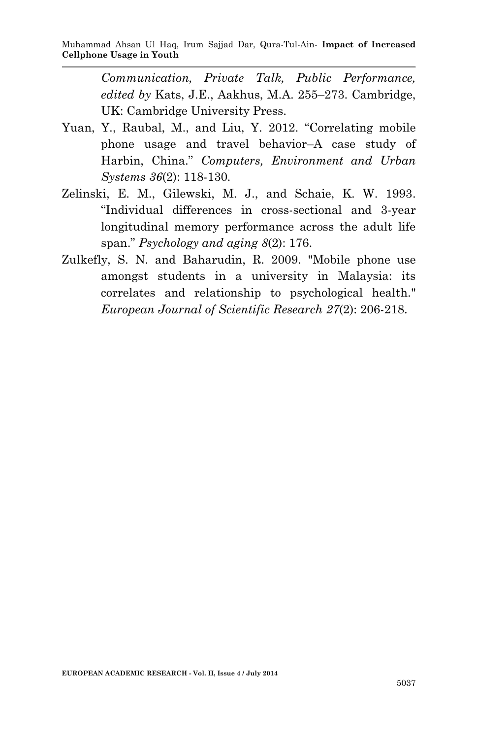*Communication, Private Talk, Public Performance, edited by* Kats, J.E., Aakhus, M.A. 255–273. Cambridge, UK: Cambridge University Press.

Yuan, Y., Raubal, M., and Liu, Y. 2012. "Correlating mobile phone usage and travel behavior–A case study of Harbin, China." *Computers, Environment and Urban Systems 36*(2): 118-130.

Zelinski, E. M., Gilewski, M. J., and Schaie, K. W. 1993. "Individual differences in cross-sectional and 3-year longitudinal memory performance across the adult life span." *Psychology and aging 8*(2): 176.

Zulkefly, S. N. and Baharudin, R. 2009. "Mobile phone use amongst students in a university in Malaysia: its correlates and relationship to psychological health." *European Journal of Scientific Research 27*(2): 206-218.